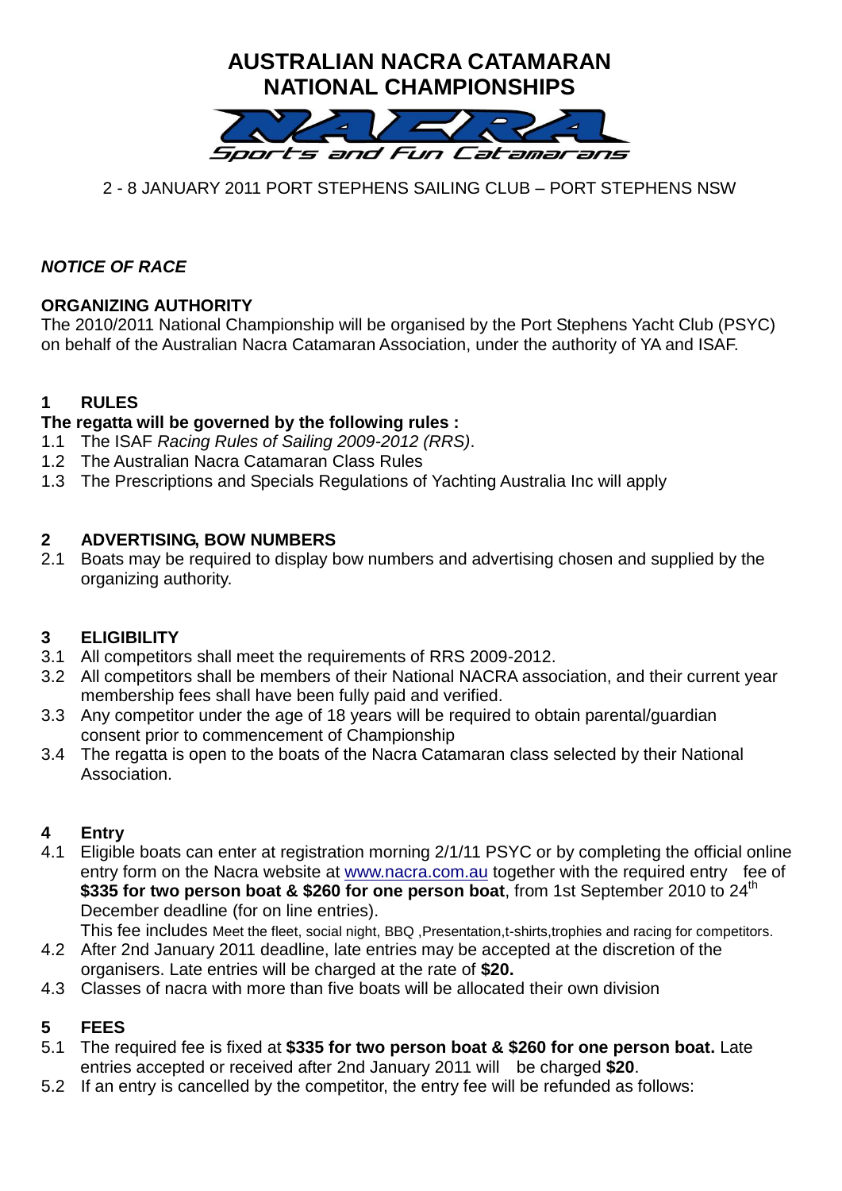# AUSTRALIAN NACRA CATAMARAN NATIONAL CHAMPIONSHIPS

NACRA

Sports and Fun Catamarans

2 - 8 JANUARY 2011 PORT STEPHENS SAILING CLUB – PORT STEPHENS NSW

***NOTICE OF RACE***

**ORGANIZING AUTHORITY**

The 2010/2011 National Championship will be organised by the Port Stephens Yacht Club (PSYC) on behalf of the Australian Nacra Catamaran Association, under the authority of YA and ISAF.

## 1 RULES

**The regatta will be governed by the following rules :**

1.1 The ISAF *Racing Rules of Sailing 2009-2012 (RRS)*.

1.2 The Australian Nacra Catamaran Class Rules

1.3 The Prescriptions and Specials Regulations of Yachting Australia Inc will apply

## 2 ADVERTISING, BOW NUMBERS

2.1 Boats may be required to display bow numbers and advertising chosen and supplied by the organizing authority.

## 3 ELIGIBILITY

3.1 All competitors shall meet the requirements of RRS 2009-2012.

3.2 All competitors shall be members of their National NACRA association, and their current year membership fees shall have been fully paid and verified.

3.3 Any competitor under the age of 18 years will be required to obtain parental/guardian consent prior to commencement of Championship

3.4 The regatta is open to the boats of the Nacra Catamaran class selected by their National Association.

## 4 Entry

4.1 Eligible boats can enter at registration morning 2/1/11 PSYC or by completing the official online entry form on the Nacra website at www.nacra.com.au together with the required entry fee of **\$335 for two person boat & \$260 for one person boat**, from 1st September 2010 to 24th December deadline (for on line entries).

This fee includes Meet the fleet, social night, BBQ ,Presentation,t-shirts,trophies and racing for competitors.

4.2 After 2nd January 2011 deadline, late entries may be accepted at the discretion of the organisers. Late entries will be charged at the rate of **\$20.**

4.3 Classes of nacra with more than five boats will be allocated their own division

## 5 FEES

5.1 The required fee is fixed at **\$335 for two person boat & \$260 for one person boat.** Late entries accepted or received after 2nd January 2011 will be charged **\$20**.

5.2 If an entry is cancelled by the competitor, the entry fee will be refunded as follows: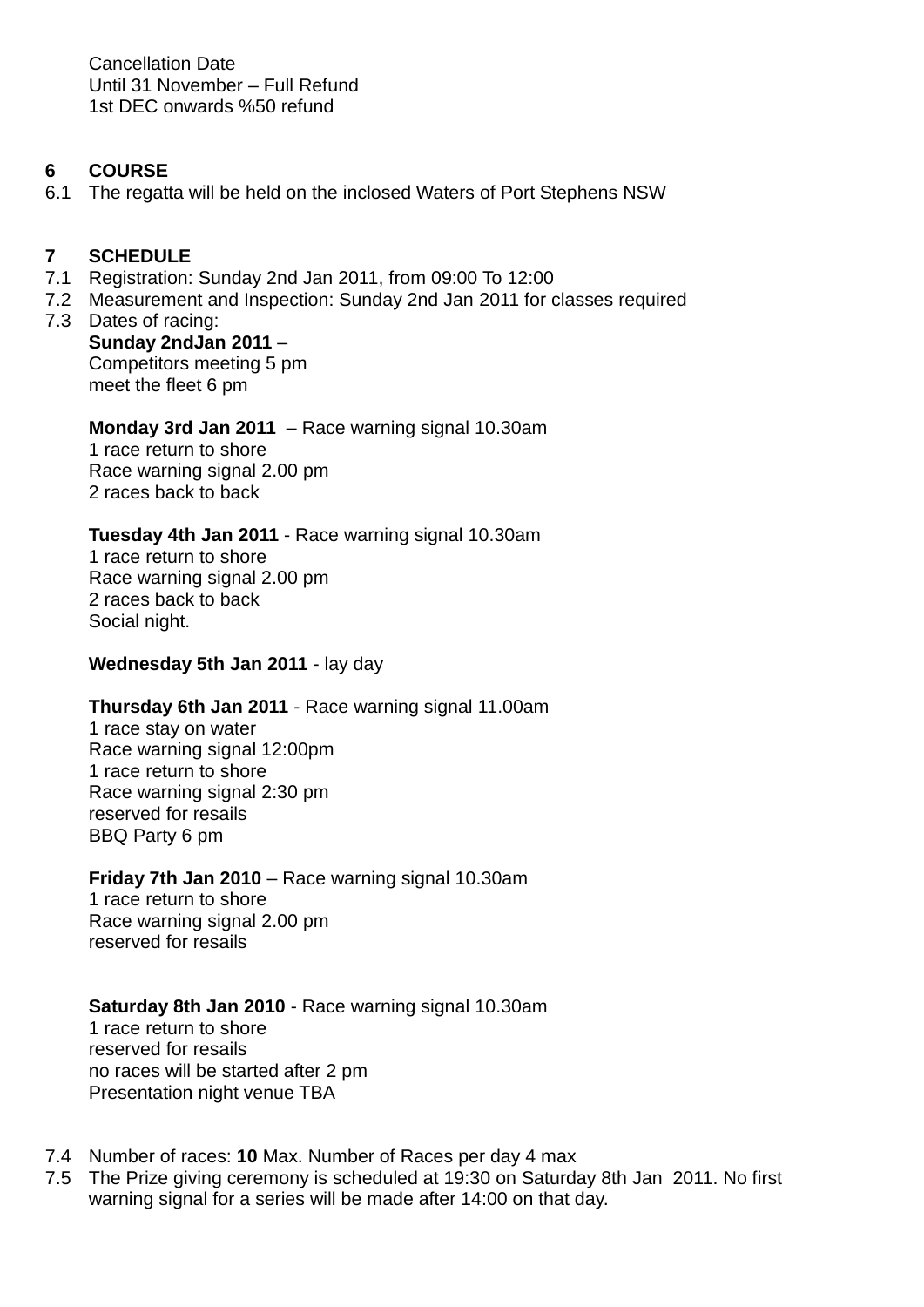Cancellation Date
Until 31 November – Full Refund
1st DEC onwards %50 refund

## 6 COURSE

6.1 The regatta will be held on the inclosed Waters of Port Stephens NSW

## 7 SCHEDULE

7.1 Registration: Sunday 2nd Jan 2011, from 09:00 To 12:00

7.2 Measurement and Inspection: Sunday 2nd Jan 2011 for classes required

7.3 Dates of racing:

**Sunday 2ndJan 2011** –
Competitors meeting 5 pm
meet the fleet 6 pm

**Monday 3rd Jan 2011** – Race warning signal 10.30am
1 race return to shore
Race warning signal 2.00 pm
2 races back to back

**Tuesday 4th Jan 2011** - Race warning signal 10.30am
1 race return to shore
Race warning signal 2.00 pm
2 races back to back
Social night.

**Wednesday 5th Jan 2011** - lay day

**Thursday 6th Jan 2011** - Race warning signal 11.00am
1 race stay on water
Race warning signal 12:00pm
1 race return to shore
Race warning signal 2:30 pm
reserved for resails
BBQ Party 6 pm

**Friday 7th Jan 2010** – Race warning signal 10.30am
1 race return to shore
Race warning signal 2.00 pm
reserved for resails

**Saturday 8th Jan 2010** - Race warning signal 10.30am
1 race return to shore
reserved for resails
no races will be started after 2 pm
Presentation night venue TBA

7.4 Number of races: **10** Max. Number of Races per day 4 max

7.5 The Prize giving ceremony is scheduled at 19:30 on Saturday 8th Jan 2011. No first warning signal for a series will be made after 14:00 on that day.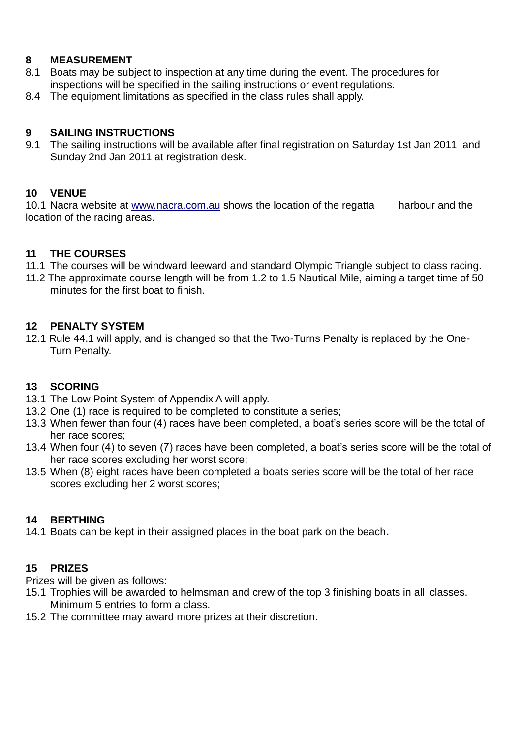## 8 MEASUREMENT

8.1 Boats may be subject to inspection at any time during the event. The procedures for inspections will be specified in the sailing instructions or event regulations.

8.4 The equipment limitations as specified in the class rules shall apply.

## 9 SAILING INSTRUCTIONS

9.1 The sailing instructions will be available after final registration on Saturday 1st Jan 2011 and Sunday 2nd Jan 2011 at registration desk.

## 10 VENUE

10.1 Nacra website at [www.nacra.com.au](http://www.nacra.com.au) shows the location of the regatta harbour and the location of the racing areas.

## 11 THE COURSES

11.1 The courses will be windward leeward and standard Olympic Triangle subject to class racing.

11.2 The approximate course length will be from 1.2 to 1.5 Nautical Mile, aiming a target time of 50 minutes for the first boat to finish.

## 12 PENALTY SYSTEM

12.1 Rule 44.1 will apply, and is changed so that the Two-Turns Penalty is replaced by the One-Turn Penalty.

## 13 SCORING

13.1 The Low Point System of Appendix A will apply.

13.2 One (1) race is required to be completed to constitute a series;

13.3 When fewer than four (4) races have been completed, a boat's series score will be the total of her race scores;

13.4 When four (4) to seven (7) races have been completed, a boat's series score will be the total of her race scores excluding her worst score;

13.5 When (8) eight races have been completed a boats series score will be the total of her race scores excluding her 2 worst scores;

## 14 BERTHING

14.1 Boats can be kept in their assigned places in the boat park on the beach.

## 15 PRIZES

Prizes will be given as follows:

15.1 Trophies will be awarded to helmsman and crew of the top 3 finishing boats in all classes. Minimum 5 entries to form a class.

15.2 The committee may award more prizes at their discretion.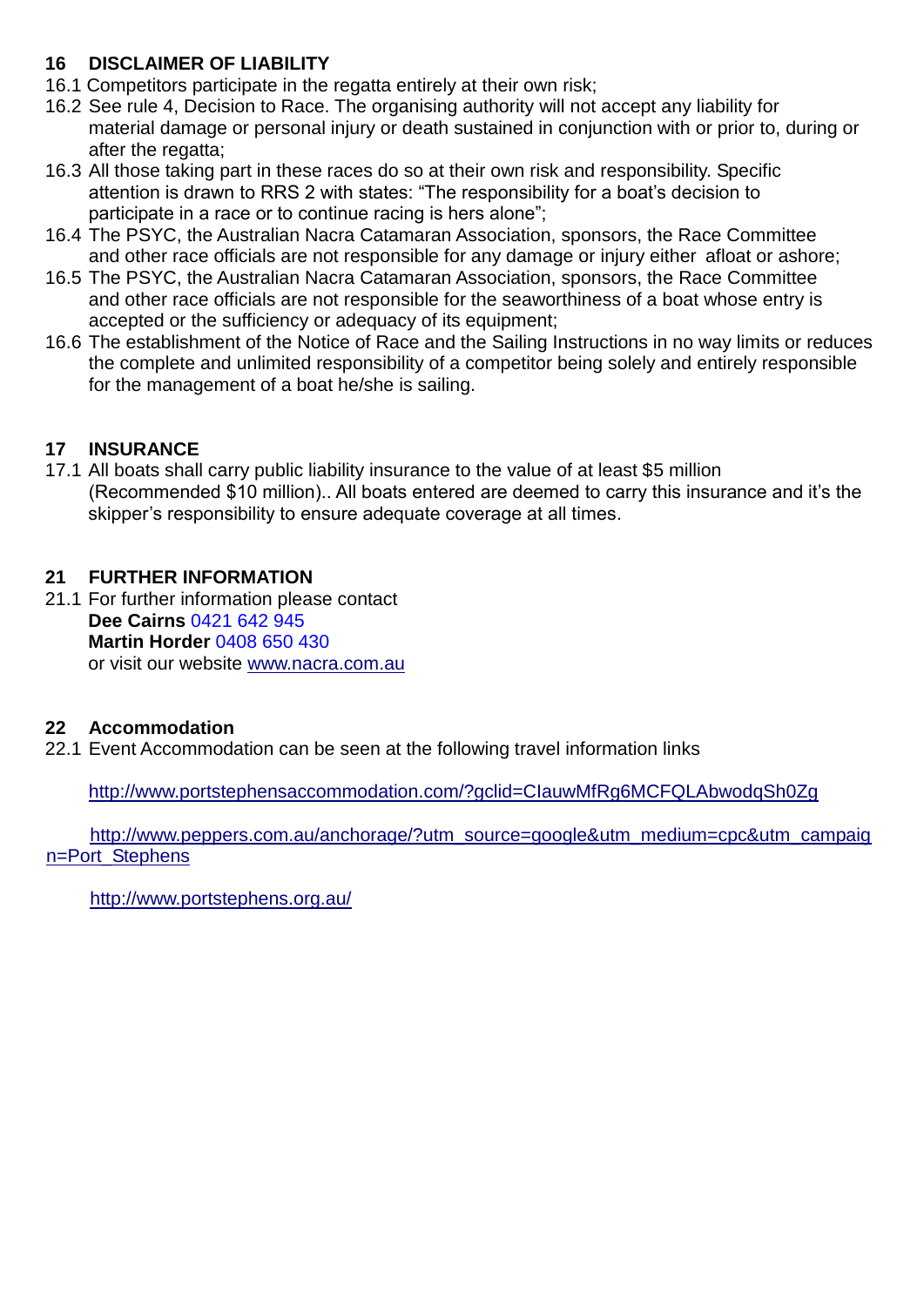## 16 DISCLAIMER OF LIABILITY

16.1 Competitors participate in the regatta entirely at their own risk;

16.2 See rule 4, Decision to Race. The organising authority will not accept any liability for material damage or personal injury or death sustained in conjunction with or prior to, during or after the regatta;

16.3 All those taking part in these races do so at their own risk and responsibility. Specific attention is drawn to RRS 2 with states: "The responsibility for a boat's decision to participate in a race or to continue racing is hers alone";

16.4 The PSYC, the Australian Nacra Catamaran Association, sponsors, the Race Committee and other race officials are not responsible for any damage or injury either afloat or ashore;

16.5 The PSYC, the Australian Nacra Catamaran Association, sponsors, the Race Committee and other race officials are not responsible for the seaworthiness of a boat whose entry is accepted or the sufficiency or adequacy of its equipment;

16.6 The establishment of the Notice of Race and the Sailing Instructions in no way limits or reduces the complete and unlimited responsibility of a competitor being solely and entirely responsible for the management of a boat he/she is sailing.

## 17 INSURANCE

17.1 All boats shall carry public liability insurance to the value of at least $5 million (Recommended $10 million).. All boats entered are deemed to carry this insurance and it's the skipper's responsibility to ensure adequate coverage at all times.

## 21 FURTHER INFORMATION

21.1 For further information please contact
**Dee Cairns** 0421 642 945
**Martin Horder** 0408 650 430
or visit our website www.nacra.com.au

## 22 Accommodation

22.1 Event Accommodation can be seen at the following travel information links

http://www.portstephensaccommodation.com/?gclid=CIauwMfRg6MCFQLAbwodqSh0Zg

http://www.peppers.com.au/anchorage/?utm_source=google&utm_medium=cpc&utm_campaign=Port_Stephens

http://www.portstephens.org.au/